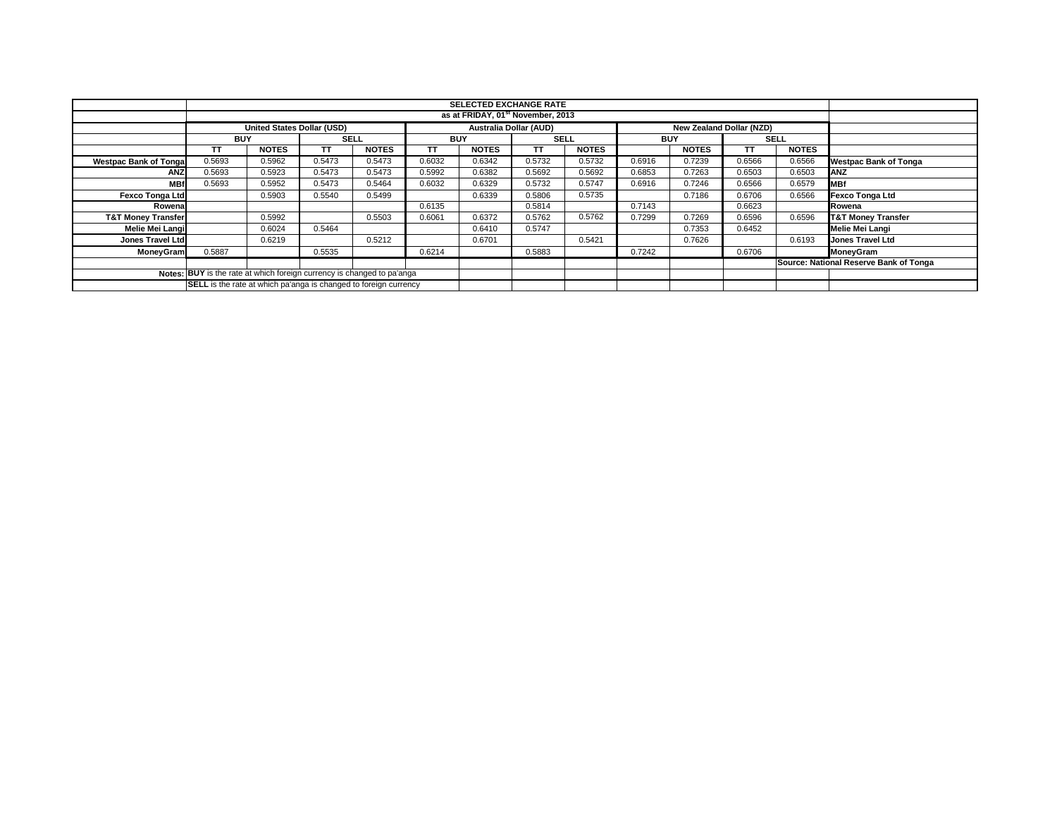| | SELECTED EXCHANGE RATE | | | | | | | | | | | | |
|---|---|---|---|---|---|---|---|---|---|---|---|---|---|
| | as at FRIDAY, 01st November, 2013 | | | | | | | | | | | | |
| | United States Dollar (USD) | | | | Australia Dollar (AUD) | | | | New Zealand Dollar (NZD) | | | | |
| | BUY | | SELL | | BUY | | SELL | | BUY | | SELL | | |
| | TT | NOTES | TT | NOTES | TT | NOTES | TT | NOTES | | NOTES | TT | NOTES | |
| **Westpac Bank of Tonga** | 0.5693 | 0.5962 | 0.5473 | 0.5473 | 0.6032 | 0.6342 | 0.5732 | 0.5732 | 0.6916 | 0.7239 | 0.6566 | 0.6566 | **Westpac Bank of Tonga** |
| **ANZ** | 0.5693 | 0.5923 | 0.5473 | 0.5473 | 0.5992 | 0.6382 | 0.5692 | 0.5692 | 0.6853 | 0.7263 | 0.6503 | 0.6503 | **ANZ** |
| **MBf** | 0.5693 | 0.5952 | 0.5473 | 0.5464 | 0.6032 | 0.6329 | 0.5732 | 0.5747 | 0.6916 | 0.7246 | 0.6566 | 0.6579 | **MBf** |
| **Fexco Tonga Ltd** | | 0.5903 | 0.5540 | 0.5499 | | 0.6339 | 0.5806 | 0.5735 | | 0.7186 | 0.6706 | 0.6566 | **Fexco Tonga Ltd** |
| **Rowena** | | | | | 0.6135 | | 0.5814 | | 0.7143 | | 0.6623 | | **Rowena** |
| **T&T Money Transfer** | | 0.5992 | | 0.5503 | 0.6061 | 0.6372 | 0.5762 | 0.5762 | 0.7299 | 0.7269 | 0.6596 | 0.6596 | **T&T Money Transfer** |
| **Melie Mei Langi** | | 0.6024 | 0.5464 | | | 0.6410 | 0.5747 | | | 0.7353 | 0.6452 | | **Melie Mei Langi** |
| **Jones Travel Ltd** | | 0.6219 | | 0.5212 | | 0.6701 | | 0.5421 | | 0.7626 | | 0.6193 | **Jones Travel Ltd** |
| **MoneyGram** | 0.5887 | | 0.5535 | | 0.6214 | | 0.5883 | | 0.7242 | | 0.6706 | | **MoneyGram** |
| | | | | | | | | | | | | | **Source: National Reserve Bank of Tonga** |
| **Notes:** | **BUY** is the rate at which foreign currency is changed to pa'anga | | | | | | | | | | | | |
| | **SELL** is the rate at which pa'anga is changed to foreign currency | | | | | | | | | | | | |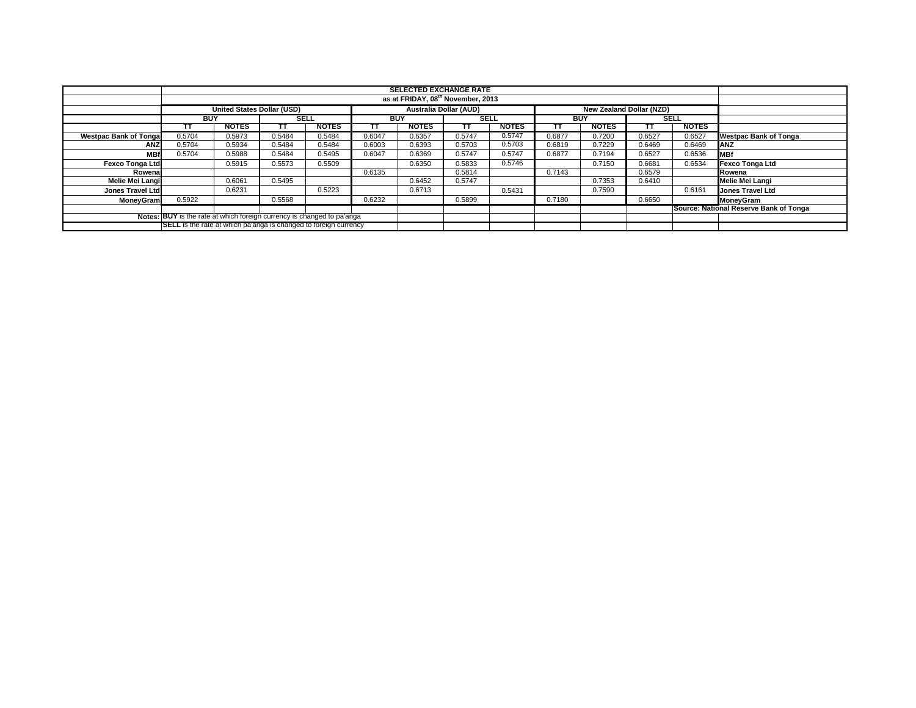| | SELECTED EXCHANGE RATE | | | | | | | | | | | | |
|---|---|---|---|---|---|---|---|---|---|---|---|---|---|
| | as at FRIDAY, 08th November, 2013 | | | | | | | | | | | | |
| | United States Dollar (USD) | | | | Australia Dollar (AUD) | | | | New Zealand Dollar (NZD) | | | | |
| | BUY | | SELL | | BUY | | SELL | | BUY | | SELL | | |
| | TT | NOTES | TT | NOTES | TT | NOTES | TT | NOTES | TT | NOTES | TT | NOTES | |
| **Westpac Bank of Tonga** | 0.5704 | 0.5973 | 0.5484 | 0.5484 | 0.6047 | 0.6357 | 0.5747 | 0.5747 | 0.6877 | 0.7200 | 0.6527 | 0.6527 | **Westpac Bank of Tonga** |
| **ANZ** | 0.5704 | 0.5934 | 0.5484 | 0.5484 | 0.6003 | 0.6393 | 0.5703 | 0.5703 | 0.6819 | 0.7229 | 0.6469 | 0.6469 | **ANZ** |
| **MBf** | 0.5704 | 0.5988 | 0.5484 | 0.5495 | 0.6047 | 0.6369 | 0.5747 | 0.5747 | 0.6877 | 0.7194 | 0.6527 | 0.6536 | **MBf** |
| **Fexco Tonga Ltd** | | 0.5915 | 0.5573 | 0.5509 | | 0.6350 | 0.5833 | 0.5746 | | 0.7150 | 0.6681 | 0.6534 | **Fexco Tonga Ltd** |
| **Rowena** | | | | | 0.6135 | | 0.5814 | | 0.7143 | | 0.6579 | | **Rowena** |
| **Melie Mei Langi** | | 0.6061 | 0.5495 | | | 0.6452 | 0.5747 | | | 0.7353 | 0.6410 | | **Melie Mei Langi** |
| **Jones Travel Ltd** | | 0.6231 | | 0.5223 | | 0.6713 | | 0.5431 | | 0.7590 | | 0.6161 | **Jones Travel Ltd** |
| **MoneyGram** | 0.5922 | | 0.5568 | | 0.6232 | | 0.5899 | | 0.7180 | | 0.6650 | | **MoneyGram** |
| | | | | | | | | | | | | | **Source: National Reserve Bank of Tonga** |

**Notes:** **BUY** is the rate at which foreign currency is changed to pa'anga

**SELL** is the rate at which pa'anga is changed to foreign currency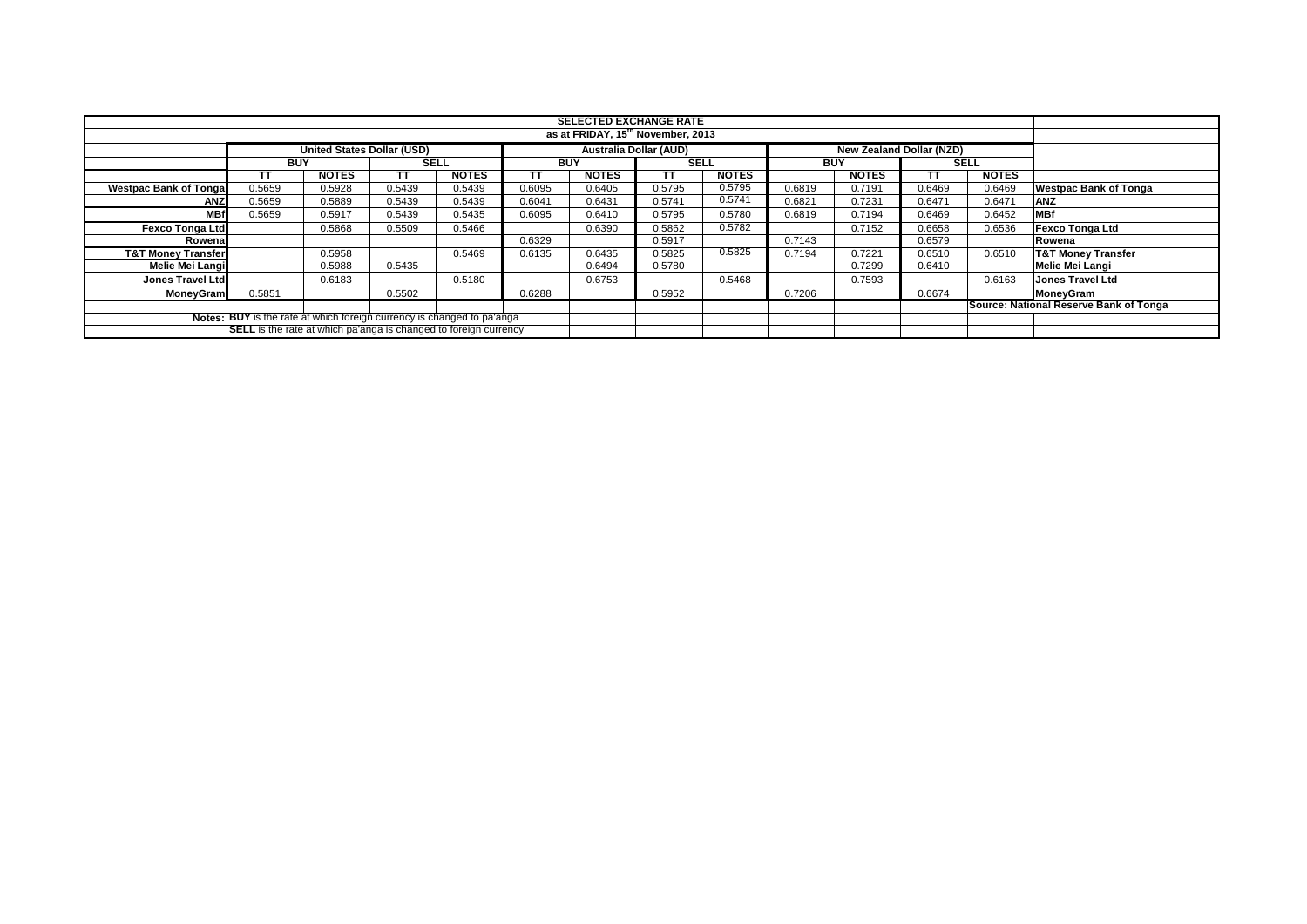| | SELECTED EXCHANGE RATE | | | | | | | | | | | | |
|---|---|---|---|---|---|---|---|---|---|---|---|---|---|
| | as at FRIDAY, 15th November, 2013 | | | | | | | | | | | | |
| | United States Dollar (USD) | | | | Australia Dollar (AUD) | | | | New Zealand Dollar (NZD) | | | | |
| | BUY | | SELL | | BUY | | SELL | | BUY | | SELL | | |
| | TT | NOTES | TT | NOTES | TT | NOTES | TT | NOTES | | NOTES | TT | NOTES | |
| Westpac Bank of Tonga | 0.5659 | 0.5928 | 0.5439 | 0.5439 | 0.6095 | 0.6405 | 0.5795 | 0.5795 | 0.6819 | 0.7191 | 0.6469 | 0.6469 | Westpac Bank of Tonga |
| ANZ | 0.5659 | 0.5889 | 0.5439 | 0.5439 | 0.6041 | 0.6431 | 0.5741 | 0.5741 | 0.6821 | 0.7231 | 0.6471 | 0.6471 | ANZ |
| MBf | 0.5659 | 0.5917 | 0.5439 | 0.5435 | 0.6095 | 0.6410 | 0.5795 | 0.5780 | 0.6819 | 0.7194 | 0.6469 | 0.6452 | MBf |
| Fexco Tonga Ltd | | 0.5868 | 0.5509 | 0.5466 | | 0.6390 | 0.5862 | 0.5782 | | 0.7152 | 0.6658 | 0.6536 | Fexco Tonga Ltd |
| Rowena | | | | | 0.6329 | | 0.5917 | | 0.7143 | | 0.6579 | | Rowena |
| T&T Money Transfer | | 0.5958 | | 0.5469 | 0.6135 | 0.6435 | 0.5825 | 0.5825 | 0.7194 | 0.7221 | 0.6510 | 0.6510 | T&T Money Transfer |
| Melie Mei Langi | | 0.5988 | 0.5435 | | | 0.6494 | 0.5780 | | | 0.7299 | 0.6410 | | Melie Mei Langi |
| Jones Travel Ltd | | 0.6183 | | 0.5180 | | 0.6753 | | 0.5468 | | 0.7593 | | 0.6163 | Jones Travel Ltd |
| MoneyGram | 0.5851 | | 0.5502 | | 0.6288 | | 0.5952 | | 0.7206 | | 0.6674 | | MoneyGram |
| | | | | | | | | | | | | | Source: National Reserve Bank of Tonga |
| Notes: | BUY is the rate at which foreign currency is changed to pa'anga | | | | | | | | | | | | |
| | SELL is the rate at which pa'anga is changed to foreign currency | | | | | | | | | | | | |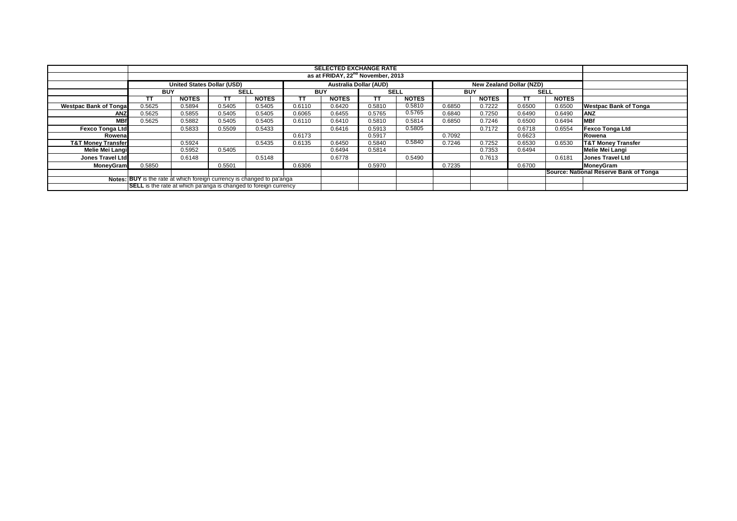| | SELECTED EXCHANGE RATE | | | | | | | | | | | | |
|---|---|---|---|---|---|---|---|---|---|---|---|---|---|
| | as at FRIDAY, 22nd November, 2013 | | | | | | | | | | | | |
| | United States Dollar (USD) | | | | Australia Dollar (AUD) | | | | New Zealand Dollar (NZD) | | | | |
| | BUY | | SELL | | BUY | | SELL | | BUY | | SELL | | |
| | TT | NOTES | TT | NOTES | TT | NOTES | TT | NOTES | | NOTES | TT | NOTES | |
| Westpac Bank of Tonga | 0.5625 | 0.5894 | 0.5405 | 0.5405 | 0.6110 | 0.6420 | 0.5810 | 0.5810 | 0.6850 | 0.7222 | 0.6500 | 0.6500 | Westpac Bank of Tonga |
| ANZ | 0.5625 | 0.5855 | 0.5405 | 0.5405 | 0.6065 | 0.6455 | 0.5765 | 0.5765 | 0.6840 | 0.7250 | 0.6490 | 0.6490 | ANZ |
| MBf | 0.5625 | 0.5882 | 0.5405 | 0.5405 | 0.6110 | 0.6410 | 0.5810 | 0.5814 | 0.6850 | 0.7246 | 0.6500 | 0.6494 | MBf |
| Fexco Tonga Ltd | | 0.5833 | 0.5509 | 0.5433 | | 0.6416 | 0.5913 | 0.5805 | | 0.7172 | 0.6718 | 0.6554 | Fexco Tonga Ltd |
| Rowena | | | | | 0.6173 | | 0.5917 | | 0.7092 | | 0.6623 | | Rowena |
| T&T Money Transfer | | 0.5924 | | 0.5435 | 0.6135 | 0.6450 | 0.5840 | 0.5840 | 0.7246 | 0.7252 | 0.6530 | 0.6530 | T&T Money Transfer |
| Melie Mei Langi | | 0.5952 | 0.5405 | | | 0.6494 | 0.5814 | | | 0.7353 | 0.6494 | | Melie Mei Langi |
| Jones Travel Ltd | | 0.6148 | | 0.5148 | | 0.6778 | | 0.5490 | | 0.7613 | | 0.6181 | Jones Travel Ltd |
| MoneyGram | 0.5850 | | 0.5501 | | 0.6306 | | 0.5970 | | 0.7235 | | 0.6700 | | MoneyGram |
| | | | | | | | | | | | | | Source: National Reserve Bank of Tonga |
| Notes: | BUY is the rate at which foreign currency is changed to pa'anga | | | | | | | | | | | | |
| | SELL is the rate at which pa'anga is changed to foreign currency | | | | | | | | | | | | |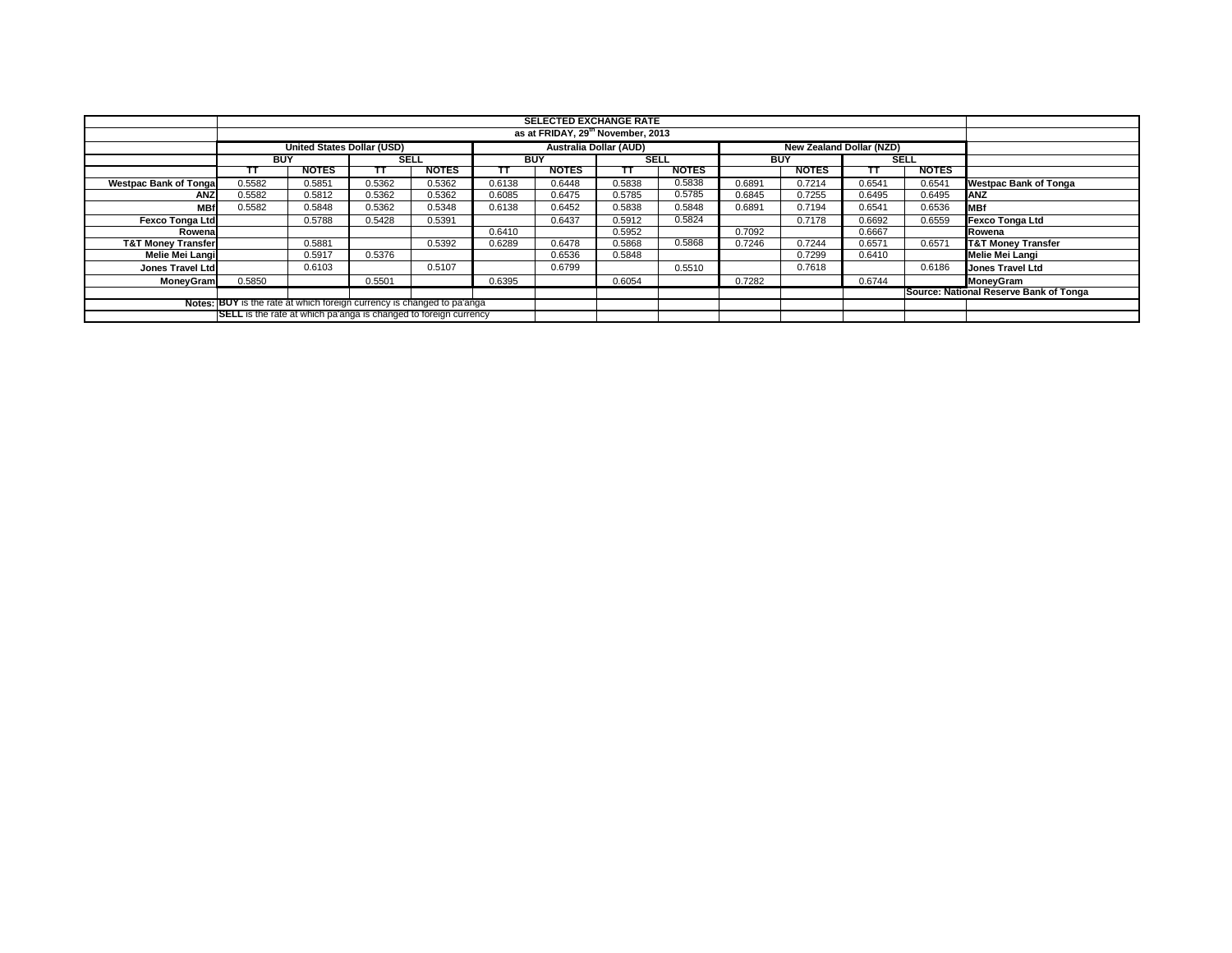**SELECTED EXCHANGE RATE**

**as at FRIDAY, 29th November, 2013**

| | United States Dollar (USD) | | | | Australia Dollar (AUD) | | | | New Zealand Dollar (NZD) | | | | |
|---|---|---|---|---|---|---|---|---|---|---|---|---|---|
| | **BUY** | | **SELL** | | **BUY** | | **SELL** | | **BUY** | | **SELL** | | |
| | **TT** | **NOTES** | **TT** | **NOTES** | **TT** | **NOTES** | **TT** | **NOTES** | | **NOTES** | **TT** | **NOTES** | |
| **Westpac Bank of Tonga** | 0.5582 | 0.5851 | 0.5362 | 0.5362 | 0.6138 | 0.6448 | 0.5838 | 0.5838 | 0.6891 | 0.7214 | 0.6541 | 0.6541 | **Westpac Bank of Tonga** |
| **ANZ** | 0.5582 | 0.5812 | 0.5362 | 0.5362 | 0.6085 | 0.6475 | 0.5785 | 0.5785 | 0.6845 | 0.7255 | 0.6495 | 0.6495 | **ANZ** |
| **MBf** | 0.5582 | 0.5848 | 0.5362 | 0.5348 | 0.6138 | 0.6452 | 0.5838 | 0.5848 | 0.6891 | 0.7194 | 0.6541 | 0.6536 | **MBf** |
| **Fexco Tonga Ltd** | | 0.5788 | 0.5428 | 0.5391 | | 0.6437 | 0.5912 | 0.5824 | | 0.7178 | 0.6692 | 0.6559 | **Fexco Tonga Ltd** |
| **Rowena** | | | | | 0.6410 | | 0.5952 | | 0.7092 | | 0.6667 | | **Rowena** |
| **T&T Money Transfer** | | 0.5881 | | 0.5392 | 0.6289 | 0.6478 | 0.5868 | 0.5868 | 0.7246 | 0.7244 | 0.6571 | 0.6571 | **T&T Money Transfer** |
| **Melie Mei Langi** | | 0.5917 | 0.5376 | | | 0.6536 | 0.5848 | | | 0.7299 | 0.6410 | | **Melie Mei Langi** |
| **Jones Travel Ltd** | | 0.6103 | | 0.5107 | | 0.6799 | | 0.5510 | | 0.7618 | | 0.6186 | **Jones Travel Ltd** |
| **MoneyGram** | 0.5850 | | 0.5501 | | 0.6395 | | 0.6054 | | 0.7282 | | 0.6744 | | **MoneyGram** |
| | | | | | | | | | | | | | **Source: National Reserve Bank of Tonga** |

**Notes:** **BUY** is the rate at which foreign currency is changed to pa'anga

**SELL** is the rate at which pa'anga is changed to foreign currency